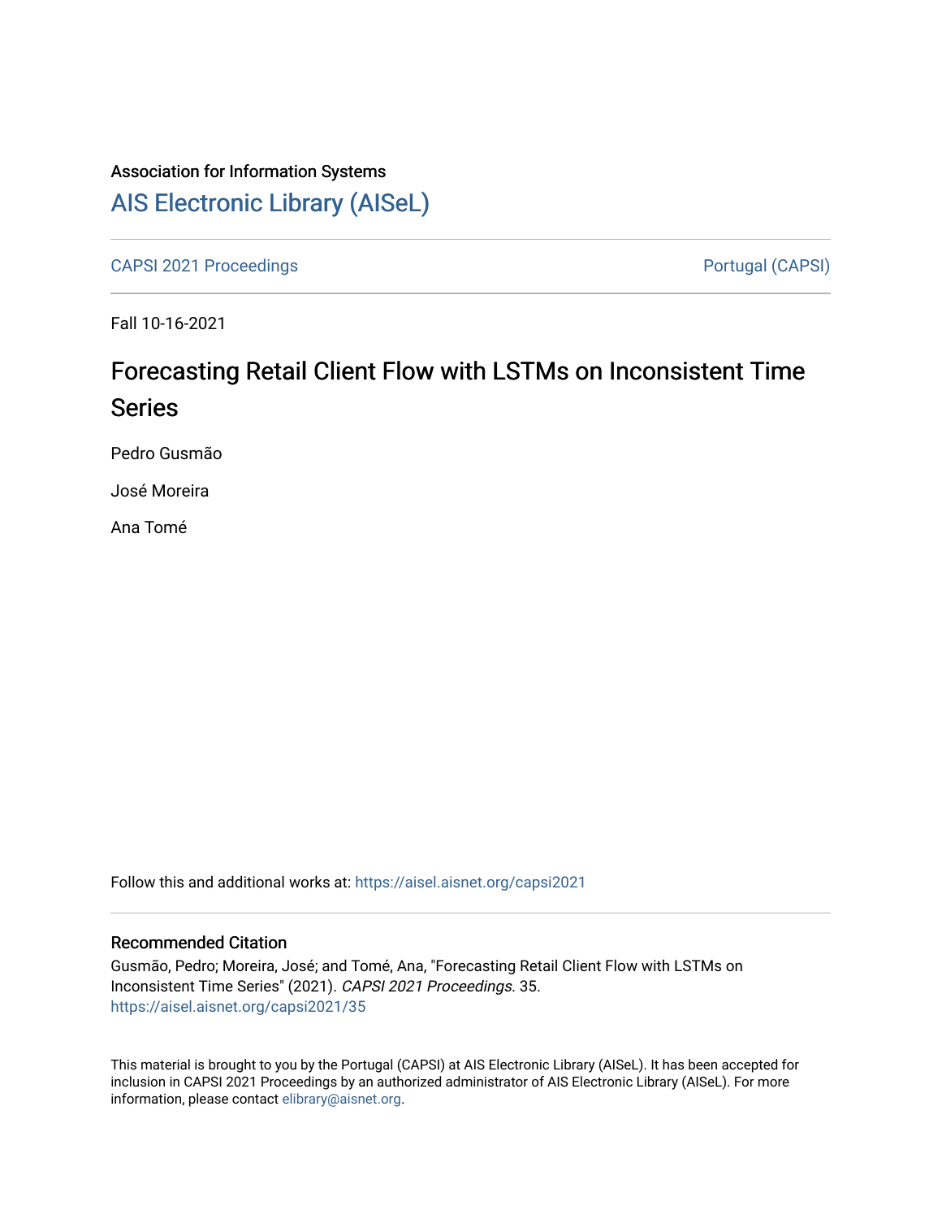Association for Information Systems

# AIS Electronic Library (AISeL)

CAPSI 2021 Proceedings

Portugal (CAPSI)

Fall 10-16-2021

## Forecasting Retail Client Flow with LSTMs on Inconsistent Time Series

Pedro Gusmão

José Moreira

Ana Tomé

Follow this and additional works at: https://aisel.aisnet.org/capsi2021

### Recommended Citation

Gusmão, Pedro; Moreira, José; and Tomé, Ana, "Forecasting Retail Client Flow with LSTMs on Inconsistent Time Series" (2021). *CAPSI 2021 Proceedings*. 35.
https://aisel.aisnet.org/capsi2021/35

This material is brought to you by the Portugal (CAPSI) at AIS Electronic Library (AISeL). It has been accepted for inclusion in CAPSI 2021 Proceedings by an authorized administrator of AIS Electronic Library (AISeL). For more information, please contact elibrary@aisnet.org.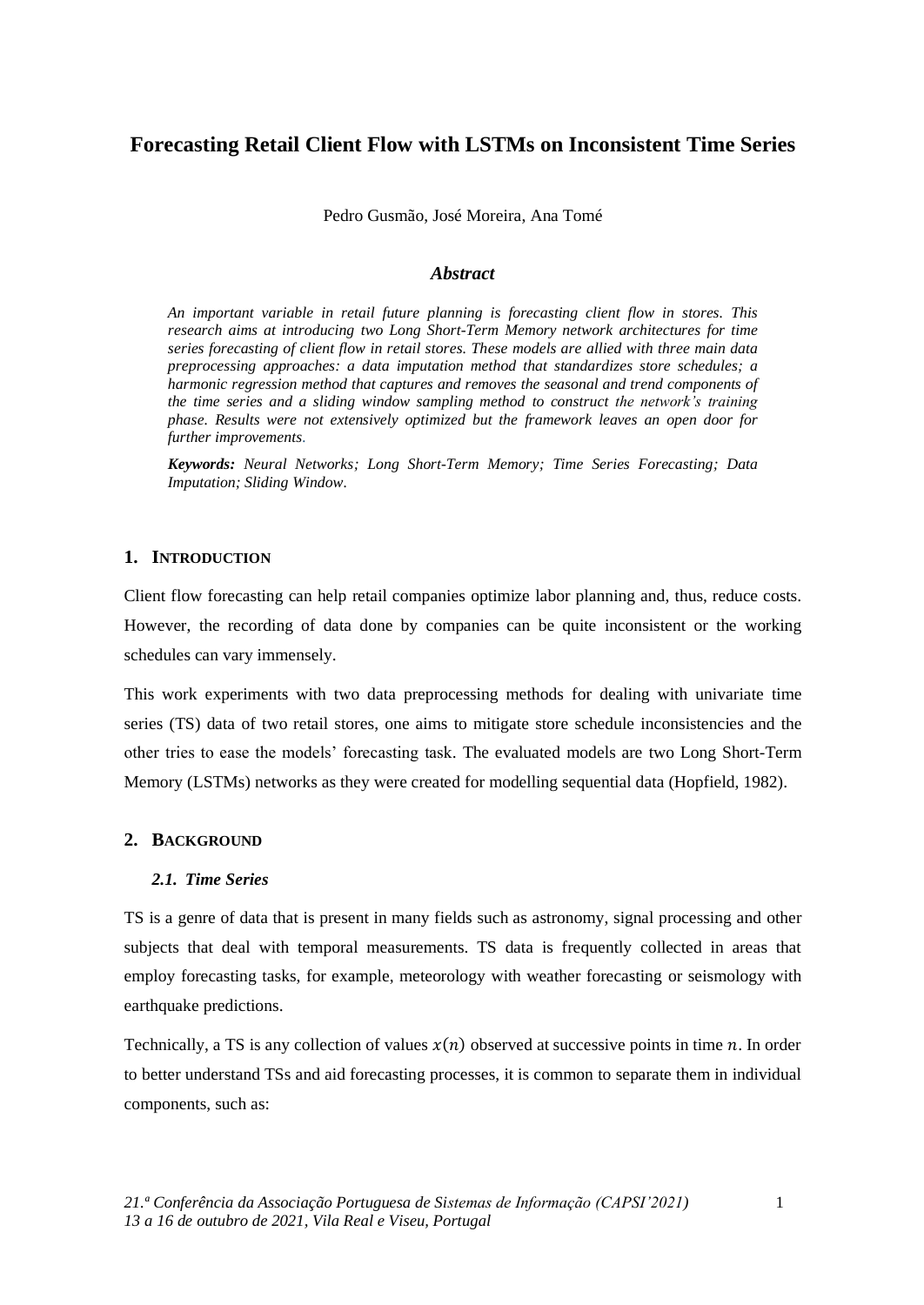# Forecasting Retail Client Flow with LSTMs on Inconsistent Time Series

Pedro Gusmão, José Moreira, Ana Tomé

### *Abstract*

*An important variable in retail future planning is forecasting client flow in stores. This research aims at introducing two Long Short-Term Memory network architectures for time series forecasting of client flow in retail stores. These models are allied with three main data preprocessing approaches: a data imputation method that standardizes store schedules; a harmonic regression method that captures and removes the seasonal and trend components of the time series and a sliding window sampling method to construct the network's training phase. Results were not extensively optimized but the framework leaves an open door for further improvements.*

***Keywords:*** *Neural Networks; Long Short-Term Memory; Time Series Forecasting; Data Imputation; Sliding Window.*

## 1. Introduction

Client flow forecasting can help retail companies optimize labor planning and, thus, reduce costs. However, the recording of data done by companies can be quite inconsistent or the working schedules can vary immensely.

This work experiments with two data preprocessing methods for dealing with univariate time series (TS) data of two retail stores, one aims to mitigate store schedule inconsistencies and the other tries to ease the models' forecasting task. The evaluated models are two Long Short-Term Memory (LSTMs) networks as they were created for modelling sequential data (Hopfield, 1982).

## 2. Background

### *2.1. Time Series*

TS is a genre of data that is present in many fields such as astronomy, signal processing and other subjects that deal with temporal measurements. TS data is frequently collected in areas that employ forecasting tasks, for example, meteorology with weather forecasting or seismology with earthquake predictions.

Technically, a TS is any collection of values $x(n)$ observed at successive points in time $n$. In order to better understand TSs and aid forecasting processes, it is common to separate them in individual components, such as: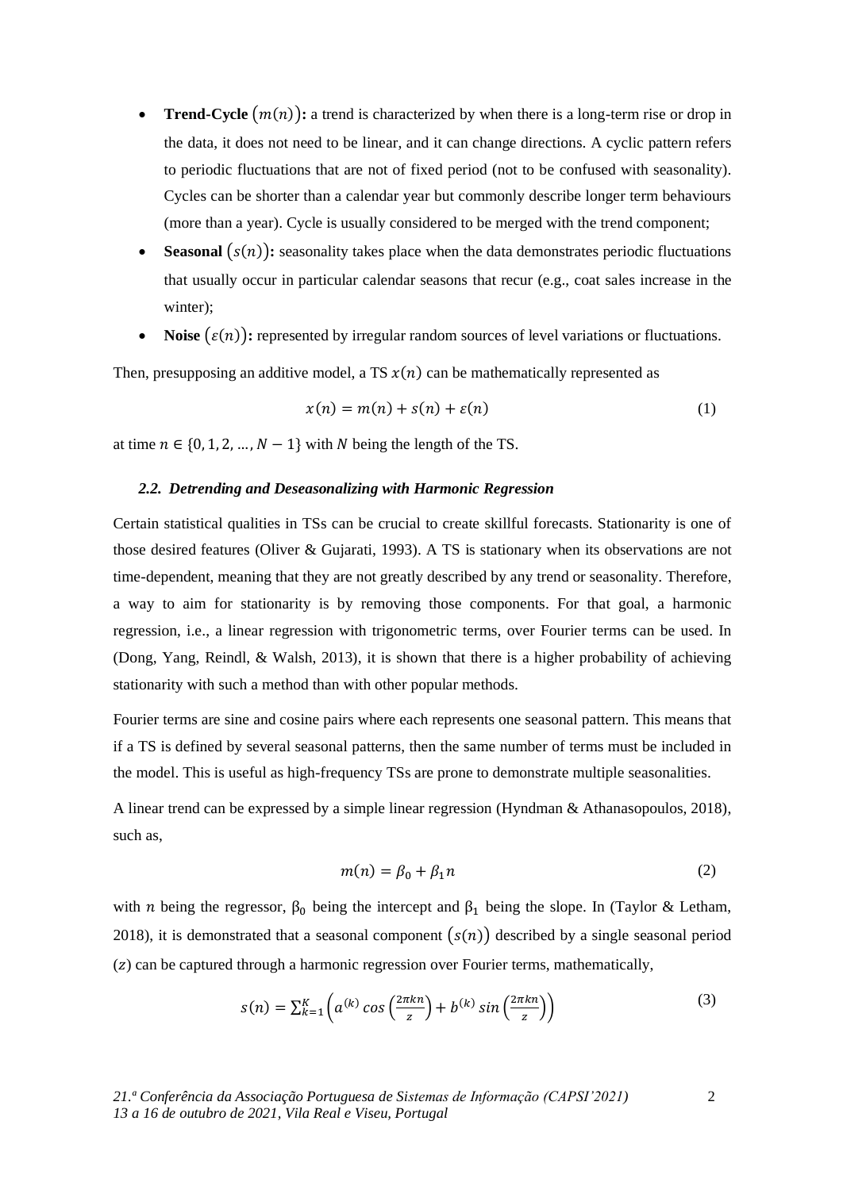- **Trend-Cycle $(m(n))$:** a trend is characterized by when there is a long-term rise or drop in the data, it does not need to be linear, and it can change directions. A cyclic pattern refers to periodic fluctuations that are not of fixed period (not to be confused with seasonality). Cycles can be shorter than a calendar year but commonly describe longer term behaviours (more than a year). Cycle is usually considered to be merged with the trend component;
- **Seasonal $(s(n))$:** seasonality takes place when the data demonstrates periodic fluctuations that usually occur in particular calendar seasons that recur (e.g., coat sales increase in the winter);
- **Noise $(\varepsilon(n))$:** represented by irregular random sources of level variations or fluctuations.

Then, presupposing an additive model, a TS $x(n)$ can be mathematically represented as

$$x(n) = m(n) + s(n) + \varepsilon(n) \tag{1}$$

at time $n \in \{0, 1, 2, \ldots, N-1\}$ with $N$ being the length of the TS.

### *2.2. Detrending and Deseasonalizing with Harmonic Regression*

Certain statistical qualities in TSs can be crucial to create skillful forecasts. Stationarity is one of those desired features (Oliver & Gujarati, 1993). A TS is stationary when its observations are not time-dependent, meaning that they are not greatly described by any trend or seasonality. Therefore, a way to aim for stationarity is by removing those components. For that goal, a harmonic regression, i.e., a linear regression with trigonometric terms, over Fourier terms can be used. In (Dong, Yang, Reindl, & Walsh, 2013), it is shown that there is a higher probability of achieving stationarity with such a method than with other popular methods.

Fourier terms are sine and cosine pairs where each represents one seasonal pattern. This means that if a TS is defined by several seasonal patterns, then the same number of terms must be included in the model. This is useful as high-frequency TSs are prone to demonstrate multiple seasonalities.

A linear trend can be expressed by a simple linear regression (Hyndman & Athanasopoulos, 2018), such as,

$$m(n) = \beta_0 + \beta_1 n \tag{2}$$

with $n$ being the regressor, $\beta_0$ being the intercept and $\beta_1$ being the slope. In (Taylor & Letham, 2018), it is demonstrated that a seasonal component $(s(n))$ described by a single seasonal period $(z)$ can be captured through a harmonic regression over Fourier terms, mathematically,

$$s(n) = \sum_{k=1}^{K} \left( a^{(k)} \cos\left(\frac{2\pi kn}{z}\right) + b^{(k)} \sin\left(\frac{2\pi kn}{z}\right) \right) \tag{3}$$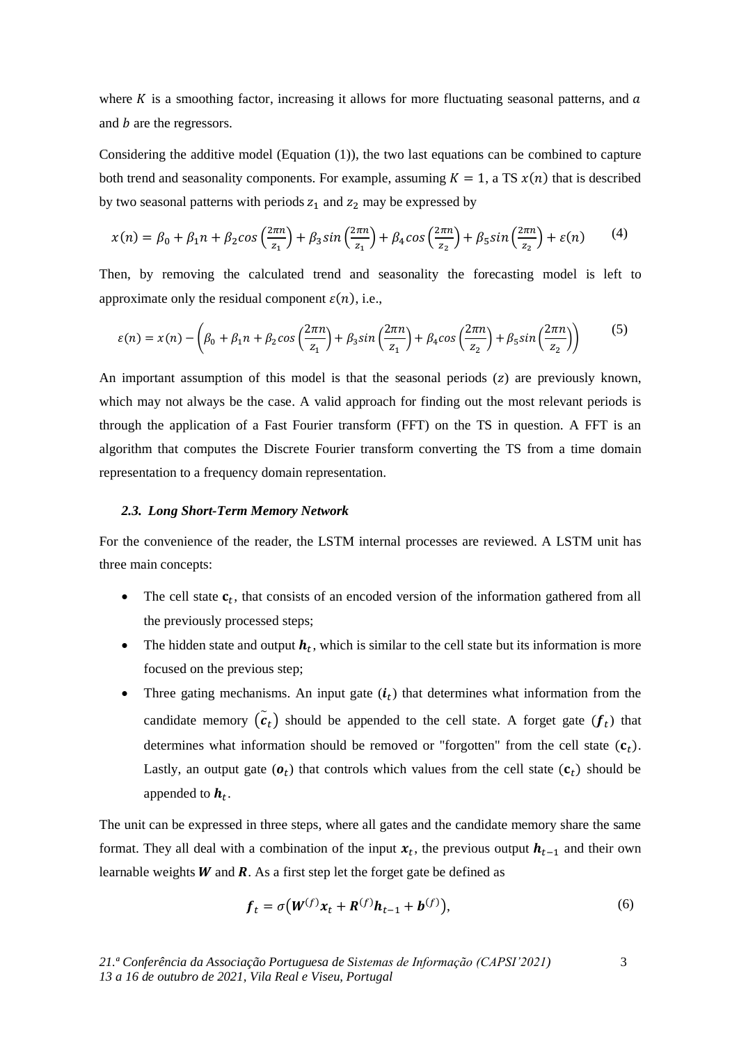where $K$ is a smoothing factor, increasing it allows for more fluctuating seasonal patterns, and $a$ and $b$ are the regressors.

Considering the additive model (Equation (1)), the two last equations can be combined to capture both trend and seasonality components. For example, assuming $K = 1$, a TS $x(n)$ that is described by two seasonal patterns with periods $z_1$ and $z_2$ may be expressed by

$$x(n) = \beta_0 + \beta_1 n + \beta_2 cos\left(\frac{2\pi n}{z_1}\right) + \beta_3 sin\left(\frac{2\pi n}{z_1}\right) + \beta_4 cos\left(\frac{2\pi n}{z_2}\right) + \beta_5 sin\left(\frac{2\pi n}{z_2}\right) + \varepsilon(n) \quad (4)$$

Then, by removing the calculated trend and seasonality the forecasting model is left to approximate only the residual component $\varepsilon(n)$, i.e.,

$$\varepsilon(n) = x(n) - \left(\beta_0 + \beta_1 n + \beta_2 cos\left(\frac{2\pi n}{z_1}\right) + \beta_3 sin\left(\frac{2\pi n}{z_1}\right) + \beta_4 cos\left(\frac{2\pi n}{z_2}\right) + \beta_5 sin\left(\frac{2\pi n}{z_2}\right)\right) \quad (5)$$

An important assumption of this model is that the seasonal periods $(z)$ are previously known, which may not always be the case. A valid approach for finding out the most relevant periods is through the application of a Fast Fourier transform (FFT) on the TS in question. A FFT is an algorithm that computes the Discrete Fourier transform converting the TS from a time domain representation to a frequency domain representation.

### *2.3. Long Short-Term Memory Network*

For the convenience of the reader, the LSTM internal processes are reviewed. A LSTM unit has three main concepts:

- The cell state $\mathbf{c}_t$, that consists of an encoded version of the information gathered from all the previously processed steps;
- The hidden state and output $\boldsymbol{h}_t$, which is similar to the cell state but its information is more focused on the previous step;
- Three gating mechanisms. An input gate $(\boldsymbol{i}_t)$ that determines what information from the candidate memory $(\tilde{\boldsymbol{c}}_t)$ should be appended to the cell state. A forget gate $(\boldsymbol{f}_t)$ that determines what information should be removed or "forgotten" from the cell state $(\mathbf{c}_t)$. Lastly, an output gate $(\boldsymbol{o}_t)$ that controls which values from the cell state $(\mathbf{c}_t)$ should be appended to $\boldsymbol{h}_t$.

The unit can be expressed in three steps, where all gates and the candidate memory share the same format. They all deal with a combination of the input $\boldsymbol{x}_t$, the previous output $\boldsymbol{h}_{t-1}$ and their own learnable weights $\boldsymbol{W}$ and $\boldsymbol{R}$. As a first step let the forget gate be defined as

$$\boldsymbol{f}_t = \sigma\left(\boldsymbol{W}^{(f)}\boldsymbol{x}_t + \boldsymbol{R}^{(f)}\boldsymbol{h}_{t-1} + \boldsymbol{b}^{(f)}\right), \quad (6)$$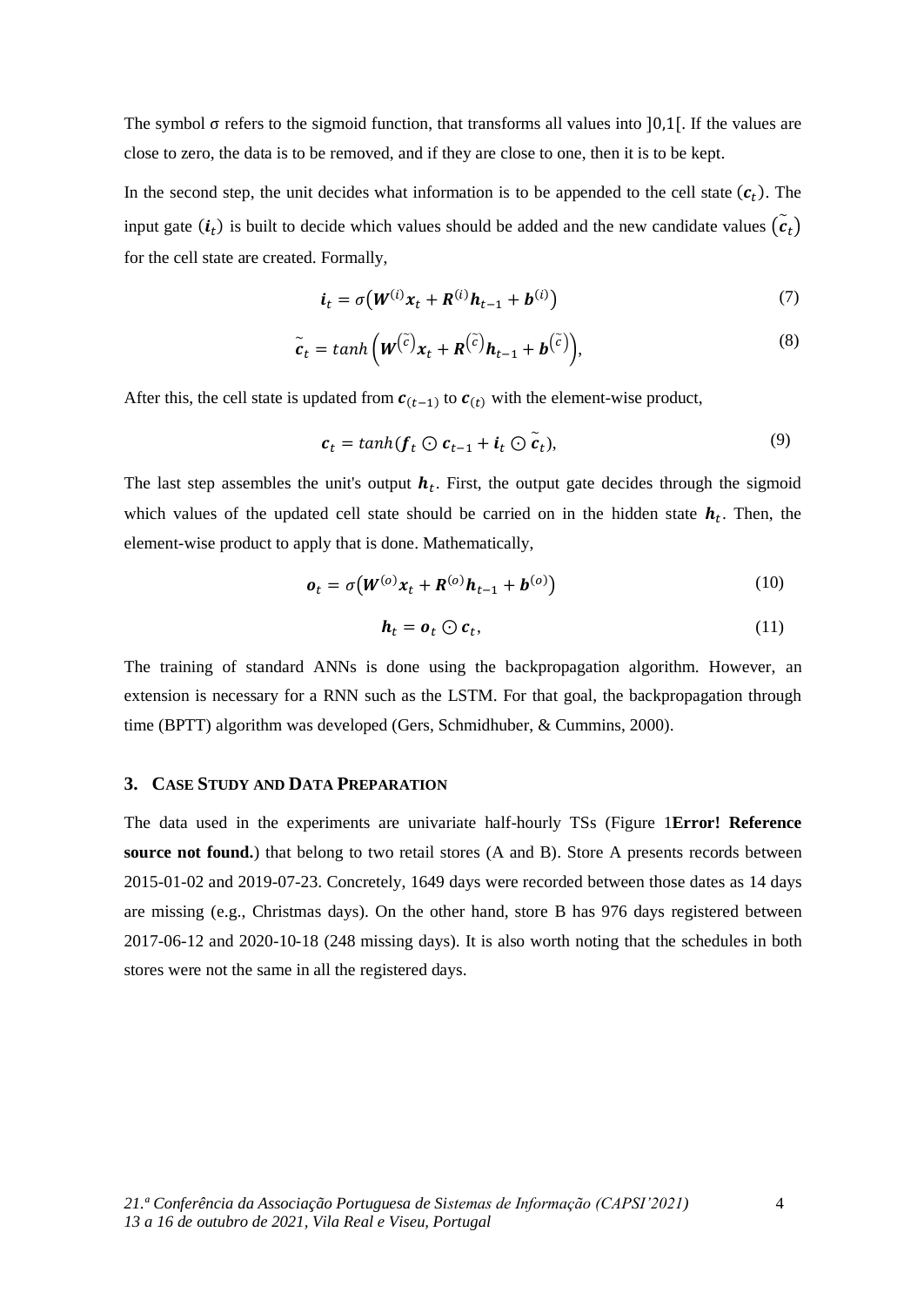The symbol σ refers to the sigmoid function, that transforms all values into ]0,1[. If the values are close to zero, the data is to be removed, and if they are close to one, then it is to be kept.

In the second step, the unit decides what information is to be appended to the cell state ($\boldsymbol{c}_t$). The input gate ($\boldsymbol{i}_t$) is built to decide which values should be added and the new candidate values ($\tilde{\boldsymbol{c}}_t$) for the cell state are created. Formally,

$$\boldsymbol{i}_t = \sigma\left(\boldsymbol{W}^{(i)}\boldsymbol{x}_t + \boldsymbol{R}^{(i)}\boldsymbol{h}_{t-1} + \boldsymbol{b}^{(i)}\right) \tag{7}$$

$$\tilde{\boldsymbol{c}}_t = tanh\left(\boldsymbol{W}^{(\tilde{c})}\boldsymbol{x}_t + \boldsymbol{R}^{(\tilde{c})}\boldsymbol{h}_{t-1} + \boldsymbol{b}^{(\tilde{c})}\right), \tag{8}$$

After this, the cell state is updated from $\boldsymbol{c}_{(t-1)}$ to $\boldsymbol{c}_{(t)}$ with the element-wise product,

$$\boldsymbol{c}_t = tanh(\boldsymbol{f}_t \odot \boldsymbol{c}_{t-1} + \boldsymbol{i}_t \odot \tilde{\boldsymbol{c}}_t), \tag{9}$$

The last step assembles the unit's output $\boldsymbol{h}_t$. First, the output gate decides through the sigmoid which values of the updated cell state should be carried on in the hidden state $\boldsymbol{h}_t$. Then, the element-wise product to apply that is done. Mathematically,

$$\boldsymbol{o}_t = \sigma\left(\boldsymbol{W}^{(o)}\boldsymbol{x}_t + \boldsymbol{R}^{(o)}\boldsymbol{h}_{t-1} + \boldsymbol{b}^{(o)}\right) \tag{10}$$

$$\boldsymbol{h}_t = \boldsymbol{o}_t \odot \boldsymbol{c}_t, \tag{11}$$

The training of standard ANNs is done using the backpropagation algorithm. However, an extension is necessary for a RNN such as the LSTM. For that goal, the backpropagation through time (BPTT) algorithm was developed (Gers, Schmidhuber, & Cummins, 2000).

## 3. CASE STUDY AND DATA PREPARATION

The data used in the experiments are univariate half-hourly TSs (Figure 1**Error! Reference source not found.**) that belong to two retail stores (A and B). Store A presents records between 2015-01-02 and 2019-07-23. Concretely, 1649 days were recorded between those dates as 14 days are missing (e.g., Christmas days). On the other hand, store B has 976 days registered between 2017-06-12 and 2020-10-18 (248 missing days). It is also worth noting that the schedules in both stores were not the same in all the registered days.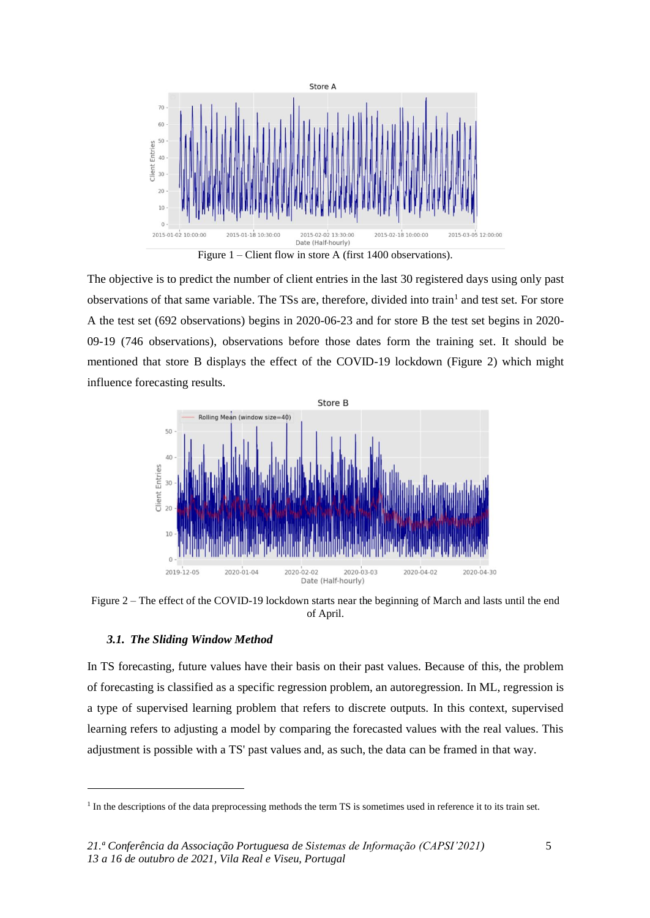Figure 1 – Client flow in store A (first 1400 observations).

The objective is to predict the number of client entries in the last 30 registered days using only past observations of that same variable. The TSs are, therefore, divided into train[1] and test set. For store A the test set (692 observations) begins in 2020-06-23 and for store B the test set begins in 2020-09-19 (746 observations), observations before those dates form the training set. It should be mentioned that store B displays the effect of the COVID-19 lockdown (Figure 2) which might influence forecasting results.

Figure 2 – The effect of the COVID-19 lockdown starts near the beginning of March and lasts until the end of April.

### *3.1. The Sliding Window Method*

In TS forecasting, future values have their basis on their past values. Because of this, the problem of forecasting is classified as a specific regression problem, an autoregression. In ML, regression is a type of supervised learning problem that refers to discrete outputs. In this context, supervised learning refers to adjusting a model by comparing the forecasted values with the real values. This adjustment is possible with a TS' past values and, as such, the data can be framed in that way.

[1] In the descriptions of the data preprocessing methods the term TS is sometimes used in reference it to its train set.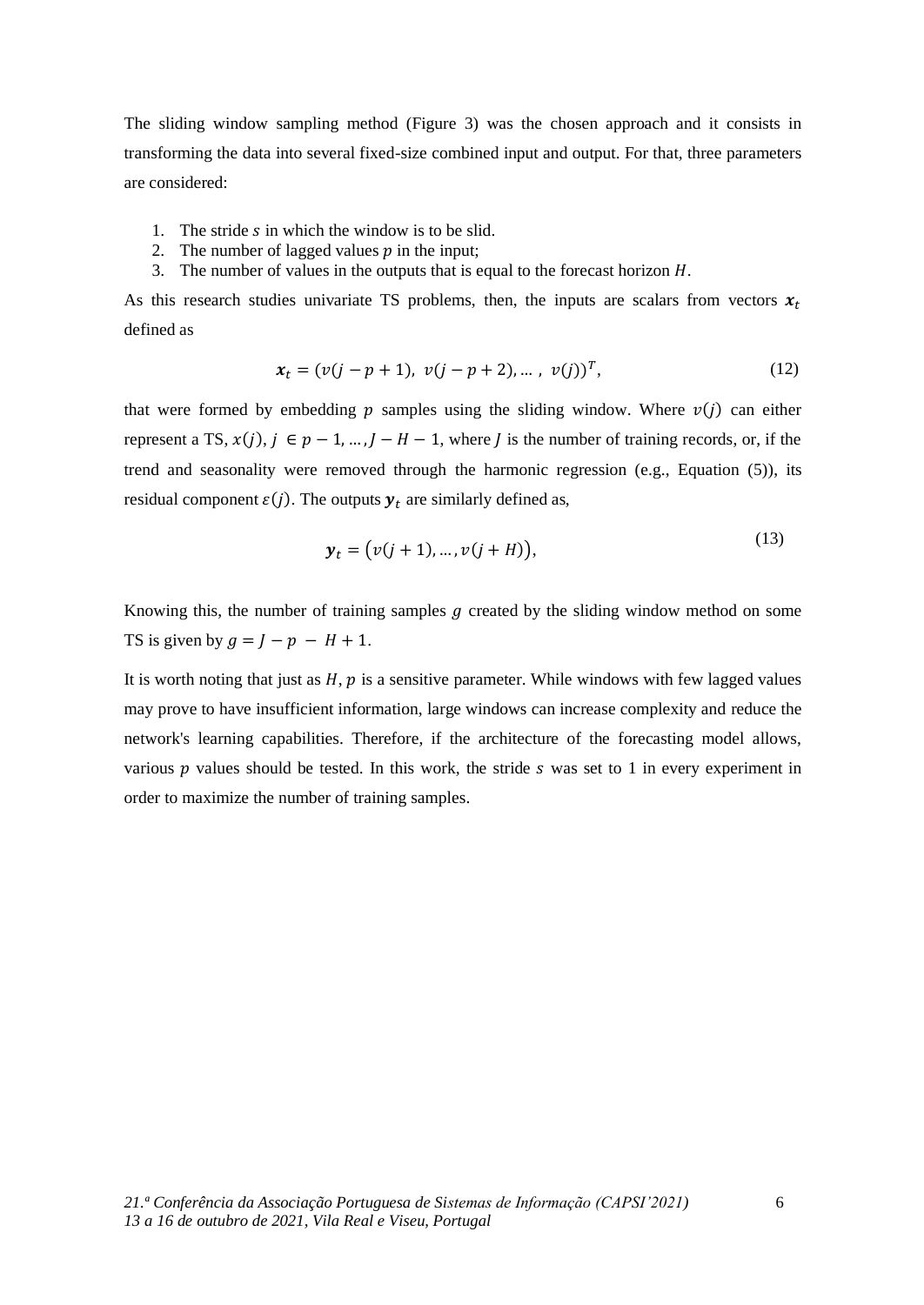The sliding window sampling method (Figure 3) was the chosen approach and it consists in transforming the data into several fixed-size combined input and output. For that, three parameters are considered:

1. The stride $s$ in which the window is to be slid.
2. The number of lagged values $p$ in the input;
3. The number of values in the outputs that is equal to the forecast horizon $H$.

As this research studies univariate TS problems, then, the inputs are scalars from vectors $\boldsymbol{x}_t$ defined as

$$\boldsymbol{x}_t = (v(j-p+1),\ v(j-p+2), \dots,\ v(j))^T, \tag{12}$$

that were formed by embedding $p$ samples using the sliding window. Where $v(j)$ can either represent a TS, $x(j)$, $j \in p-1, \dots, J-H-1$, where $J$ is the number of training records, or, if the trend and seasonality were removed through the harmonic regression (e.g., Equation (5)), its residual component $\varepsilon(j)$. The outputs $\boldsymbol{y}_t$ are similarly defined as,

$$\boldsymbol{y}_t = \big(v(j+1), \dots, v(j+H)\big), \tag{13}$$

Knowing this, the number of training samples $g$ created by the sliding window method on some TS is given by $g = J - p - H + 1$.

It is worth noting that just as $H$, $p$ is a sensitive parameter. While windows with few lagged values may prove to have insufficient information, large windows can increase complexity and reduce the network's learning capabilities. Therefore, if the architecture of the forecasting model allows, various $p$ values should be tested. In this work, the stride $s$ was set to 1 in every experiment in order to maximize the number of training samples.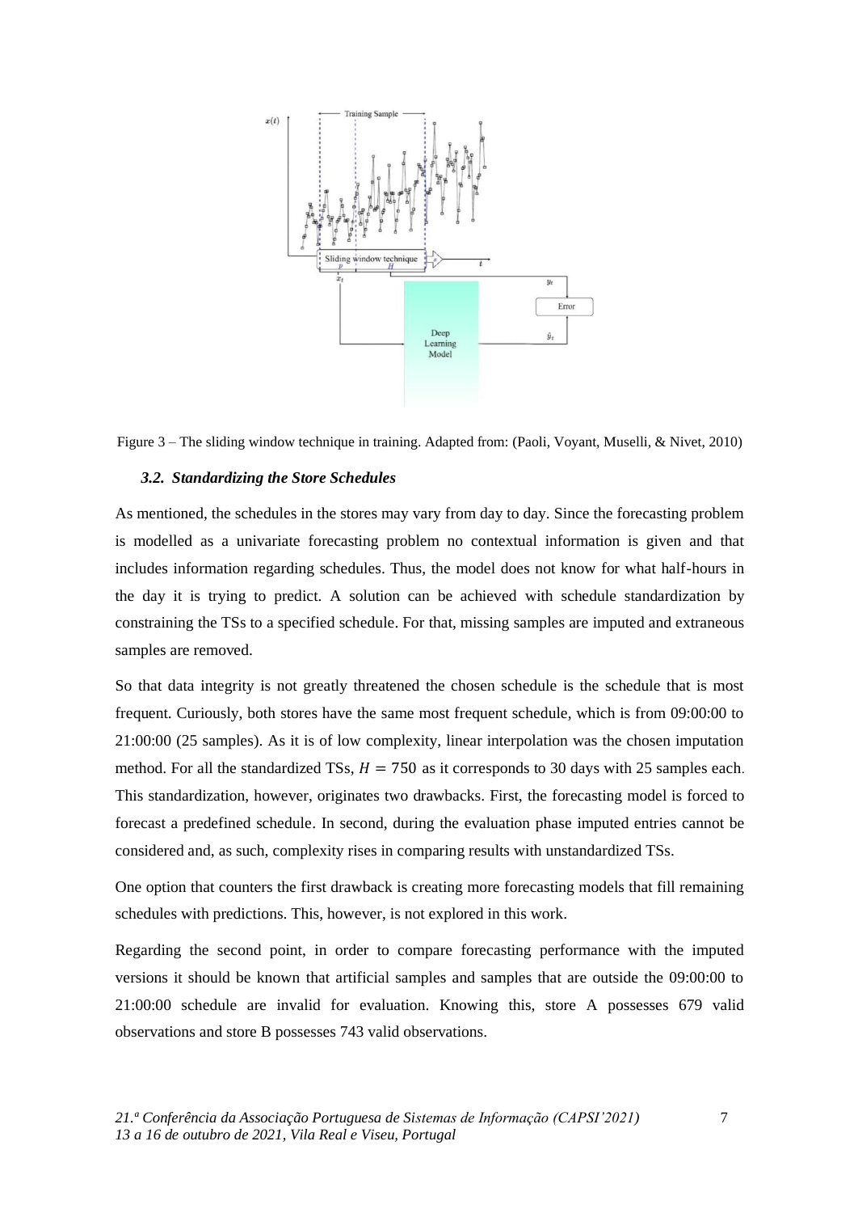Figure 3 – The sliding window technique in training. Adapted from: (Paoli, Voyant, Muselli, & Nivet, 2010)

### *3.2. Standardizing the Store Schedules*

As mentioned, the schedules in the stores may vary from day to day. Since the forecasting problem is modelled as a univariate forecasting problem no contextual information is given and that includes information regarding schedules. Thus, the model does not know for what half-hours in the day it is trying to predict. A solution can be achieved with schedule standardization by constraining the TSs to a specified schedule. For that, missing samples are imputed and extraneous samples are removed.

So that data integrity is not greatly threatened the chosen schedule is the schedule that is most frequent. Curiously, both stores have the same most frequent schedule, which is from 09:00:00 to 21:00:00 (25 samples). As it is of low complexity, linear interpolation was the chosen imputation method. For all the standardized TSs, $H = 750$ as it corresponds to 30 days with 25 samples each. This standardization, however, originates two drawbacks. First, the forecasting model is forced to forecast a predefined schedule. In second, during the evaluation phase imputed entries cannot be considered and, as such, complexity rises in comparing results with unstandardized TSs.

One option that counters the first drawback is creating more forecasting models that fill remaining schedules with predictions. This, however, is not explored in this work.

Regarding the second point, in order to compare forecasting performance with the imputed versions it should be known that artificial samples and samples that are outside the 09:00:00 to 21:00:00 schedule are invalid for evaluation. Knowing this, store A possesses 679 valid observations and store B possesses 743 valid observations.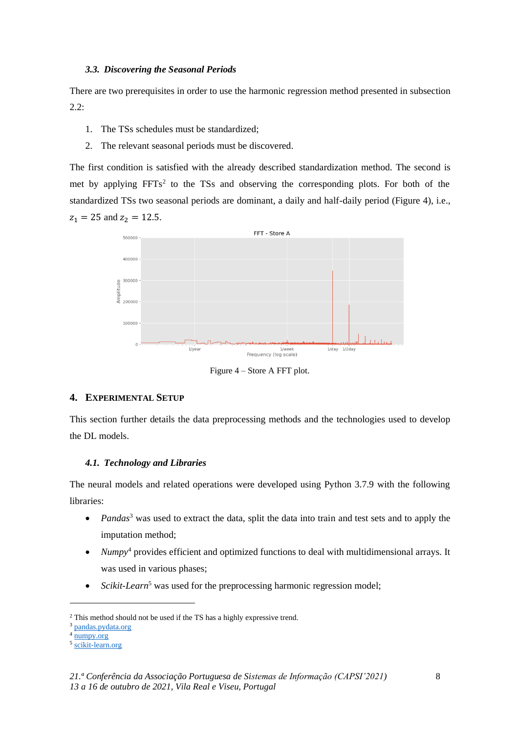### 3.3. *Discovering the Seasonal Periods*

There are two prerequisites in order to use the harmonic regression method presented in subsection 2.2:

1. The TSs schedules must be standardized;
2. The relevant seasonal periods must be discovered.

The first condition is satisfied with the already described standardization method. The second is met by applying FFTs[2] to the TSs and observing the corresponding plots. For both of the standardized TSs two seasonal periods are dominant, a daily and half-daily period (Figure 4), i.e., $z_1 = 25$ and $z_2 = 12.5$.

Figure 4 – Store A FFT plot.

## 4. Experimental Setup

This section further details the data preprocessing methods and the technologies used to develop the DL models.

### 4.1. *Technology and Libraries*

The neural models and related operations were developed using Python 3.7.9 with the following libraries:

- *Pandas*[3] was used to extract the data, split the data into train and test sets and to apply the imputation method;
- *Numpy*[4] provides efficient and optimized functions to deal with multidimensional arrays. It was used in various phases;
- *Scikit-Learn*[5] was used for the preprocessing harmonic regression model;

---

[2] This method should not be used if the TS has a highly expressive trend.
[3] pandas.pydata.org
[4] numpy.org
[5] scikit-learn.org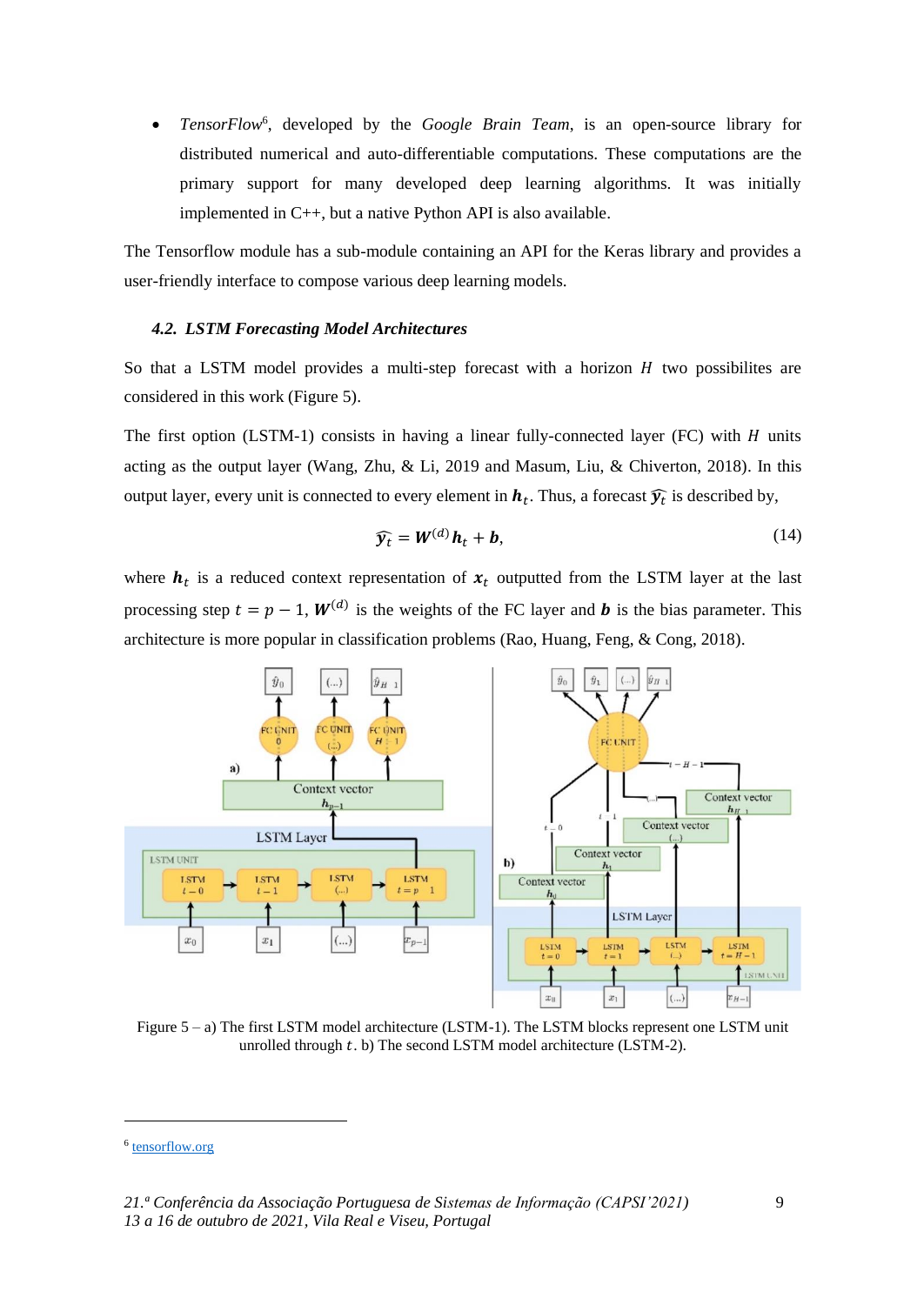- *TensorFlow*[6], developed by the *Google Brain Team*, is an open-source library for distributed numerical and auto-differentiable computations. These computations are the primary support for many developed deep learning algorithms. It was initially implemented in C++, but a native Python API is also available.

The Tensorflow module has a sub-module containing an API for the Keras library and provides a user-friendly interface to compose various deep learning models.

### *4.2. LSTM Forecasting Model Architectures*

So that a LSTM model provides a multi-step forecast with a horizon $H$ two possibilites are considered in this work (Figure 5).

The first option (LSTM-1) consists in having a linear fully-connected layer (FC) with $H$ units acting as the output layer (Wang, Zhu, & Li, 2019 and Masum, Liu, & Chiverton, 2018). In this output layer, every unit is connected to every element in $\boldsymbol{h}_t$. Thus, a forecast $\widehat{\boldsymbol{y}_t}$ is described by,

$$\widehat{\boldsymbol{y}_t} = \boldsymbol{W}^{(d)} \boldsymbol{h}_t + \boldsymbol{b}, \tag{14}$$

where $\boldsymbol{h}_t$ is a reduced context representation of $\boldsymbol{x}_t$ outputted from the LSTM layer at the last processing step $t = p - 1$, $\boldsymbol{W}^{(d)}$ is the weights of the FC layer and $\boldsymbol{b}$ is the bias parameter. This architecture is more popular in classification problems (Rao, Huang, Feng, & Cong, 2018).

Figure 5 – a) The first LSTM model architecture (LSTM-1). The LSTM blocks represent one LSTM unit unrolled through $t$. b) The second LSTM model architecture (LSTM-2).

[6] tensorflow.org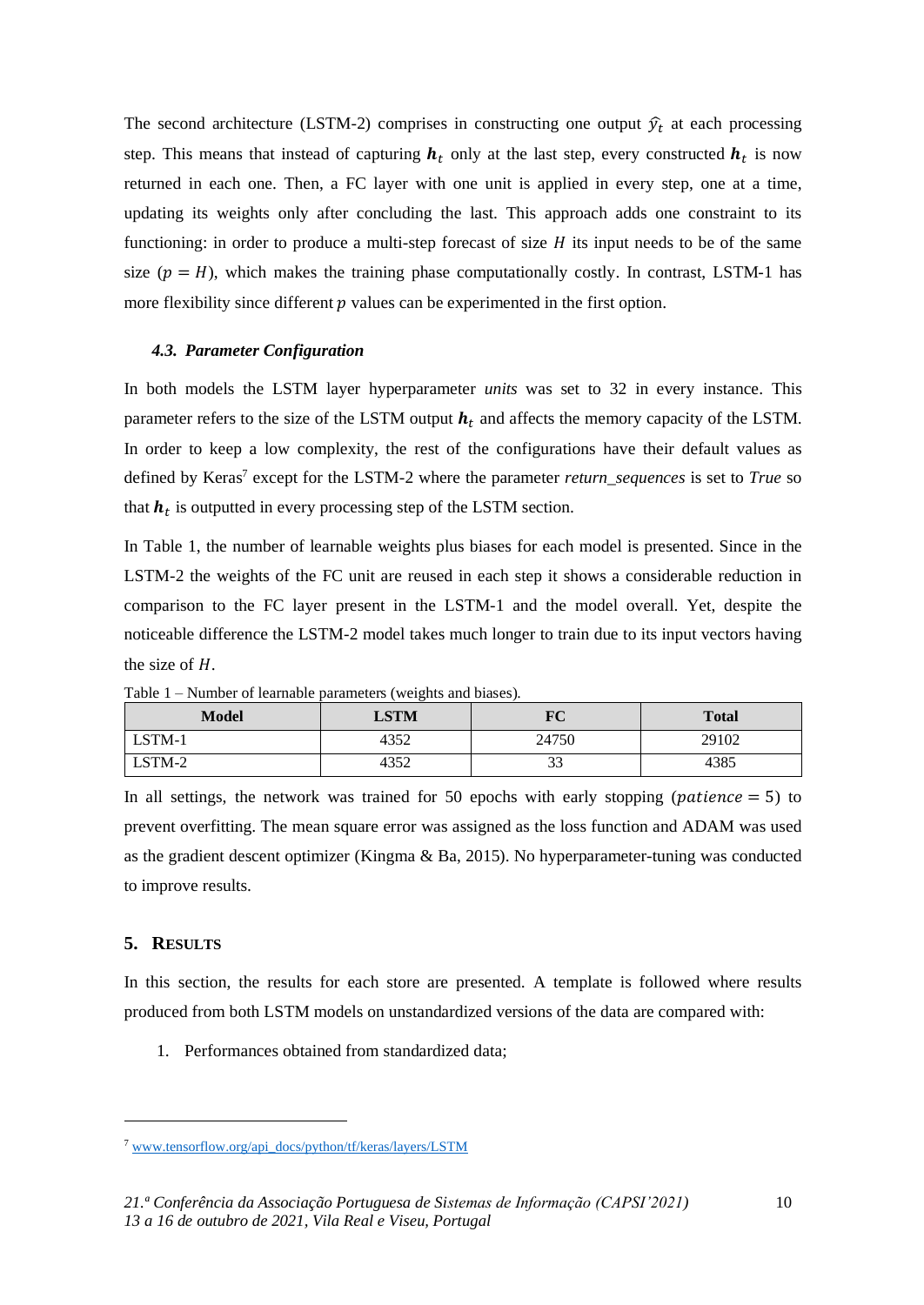The second architecture (LSTM-2) comprises in constructing one output $\hat{y}_t$ at each processing step. This means that instead of capturing $\boldsymbol{h}_t$ only at the last step, every constructed $\boldsymbol{h}_t$ is now returned in each one. Then, a FC layer with one unit is applied in every step, one at a time, updating its weights only after concluding the last. This approach adds one constraint to its functioning: in order to produce a multi-step forecast of size $H$ its input needs to be of the same size ($p = H$), which makes the training phase computationally costly. In contrast, LSTM-1 has more flexibility since different $p$ values can be experimented in the first option.

### *4.3. Parameter Configuration*

In both models the LSTM layer hyperparameter *units* was set to 32 in every instance. This parameter refers to the size of the LSTM output $\boldsymbol{h}_t$ and affects the memory capacity of the LSTM. In order to keep a low complexity, the rest of the configurations have their default values as defined by Keras[7] except for the LSTM-2 where the parameter *return_sequences* is set to *True* so that $\boldsymbol{h}_t$ is outputted in every processing step of the LSTM section.

In Table 1, the number of learnable weights plus biases for each model is presented. Since in the LSTM-2 the weights of the FC unit are reused in each step it shows a considerable reduction in comparison to the FC layer present in the LSTM-1 and the model overall. Yet, despite the noticeable difference the LSTM-2 model takes much longer to train due to its input vectors having the size of $H$.

Table 1 – Number of learnable parameters (weights and biases).

| Model | LSTM | FC | Total |
|---|---|---|---|
| LSTM-1 | 4352 | 24750 | 29102 |
| LSTM-2 | 4352 | 33 | 4385 |

In all settings, the network was trained for 50 epochs with early stopping ($patience = 5$) to prevent overfitting. The mean square error was assigned as the loss function and ADAM was used as the gradient descent optimizer (Kingma & Ba, 2015). No hyperparameter-tuning was conducted to improve results.

## 5. Results

In this section, the results for each store are presented. A template is followed where results produced from both LSTM models on unstandardized versions of the data are compared with:

1. Performances obtained from standardized data;

[7] www.tensorflow.org/api_docs/python/tf/keras/layers/LSTM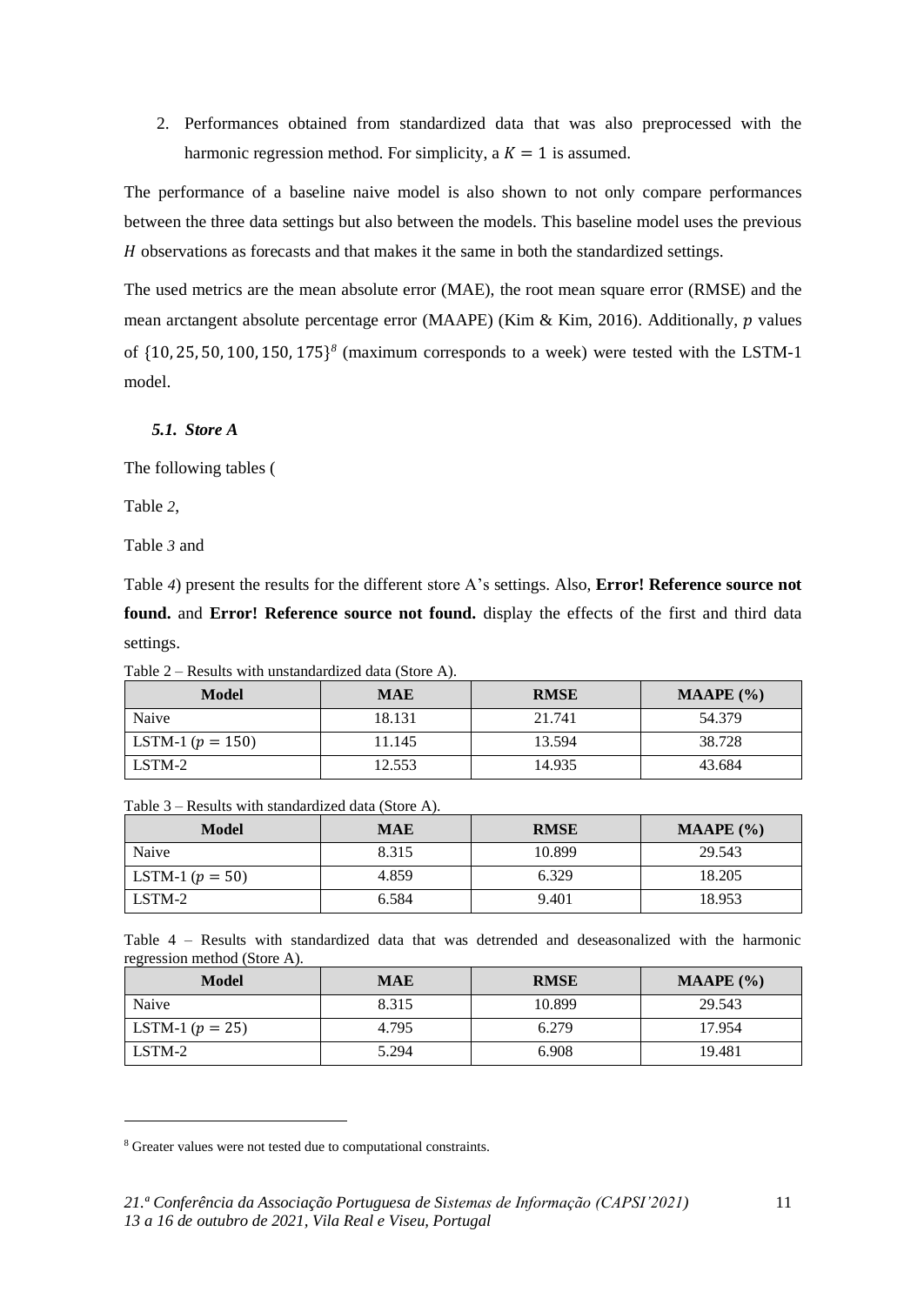2. Performances obtained from standardized data that was also preprocessed with the harmonic regression method. For simplicity, a $K = 1$ is assumed.

The performance of a baseline naive model is also shown to not only compare performances between the three data settings but also between the models. This baseline model uses the previous $H$ observations as forecasts and that makes it the same in both the standardized settings.

The used metrics are the mean absolute error (MAE), the root mean square error (RMSE) and the mean arctangent absolute percentage error (MAAPE) (Kim & Kim, 2016). Additionally, $p$ values of $\{10, 25, 50, 100, 150, 175\}$[8] (maximum corresponds to a week) were tested with the LSTM-1 model.

### *5.1. Store A*

The following tables (

Table *2*,

Table *3* and

Table *4*) present the results for the different store A's settings. Also, **Error! Reference source not found.** and **Error! Reference source not found.** display the effects of the first and third data settings.

Table 2 – Results with unstandardized data (Store A).

| Model | MAE | RMSE | MAAPE (%) |
|---|---|---|---|
| Naive | 18.131 | 21.741 | 54.379 |
| LSTM-1 ($p = 150$) | 11.145 | 13.594 | 38.728 |
| LSTM-2 | 12.553 | 14.935 | 43.684 |

Table 3 – Results with standardized data (Store A).

| Model | MAE | RMSE | MAAPE (%) |
|---|---|---|---|
| Naive | 8.315 | 10.899 | 29.543 |
| LSTM-1 ($p = 50$) | 4.859 | 6.329 | 18.205 |
| LSTM-2 | 6.584 | 9.401 | 18.953 |

Table 4 – Results with standardized data that was detrended and deseasonalized with the harmonic regression method (Store A).

| Model | MAE | RMSE | MAAPE (%) |
|---|---|---|---|
| Naive | 8.315 | 10.899 | 29.543 |
| LSTM-1 ($p = 25$) | 4.795 | 6.279 | 17.954 |
| LSTM-2 | 5.294 | 6.908 | 19.481 |

[8] Greater values were not tested due to computational constraints.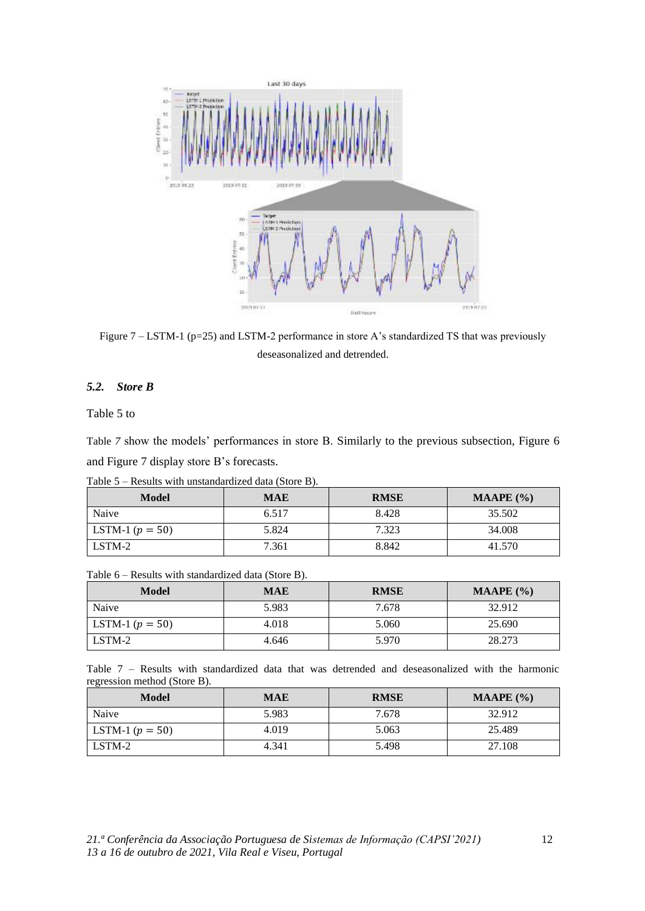Figure 7 – LSTM-1 (p=25) and LSTM-2 performance in store A's standardized TS that was previously deseasonalized and detrended.

### 5.2. Store B

Table 5 to

Table 7 show the models' performances in store B. Similarly to the previous subsection, Figure 6 and Figure 7 display store B's forecasts.

Table 5 – Results with unstandardized data (Store B).

| Model | MAE | RMSE | MAAPE (%) |
|---|---|---|---|
| Naive | 6.517 | 8.428 | 35.502 |
| LSTM-1 ($p = 50$) | 5.824 | 7.323 | 34.008 |
| LSTM-2 | 7.361 | 8.842 | 41.570 |

Table 6 – Results with standardized data (Store B).

| Model | MAE | RMSE | MAAPE (%) |
|---|---|---|---|
| Naive | 5.983 | 7.678 | 32.912 |
| LSTM-1 ($p = 50$) | 4.018 | 5.060 | 25.690 |
| LSTM-2 | 4.646 | 5.970 | 28.273 |

Table 7 – Results with standardized data that was detrended and deseasonalized with the harmonic regression method (Store B).

| Model | MAE | RMSE | MAAPE (%) |
|---|---|---|---|
| Naive | 5.983 | 7.678 | 32.912 |
| LSTM-1 ($p = 50$) | 4.019 | 5.063 | 25.489 |
| LSTM-2 | 4.341 | 5.498 | 27.108 |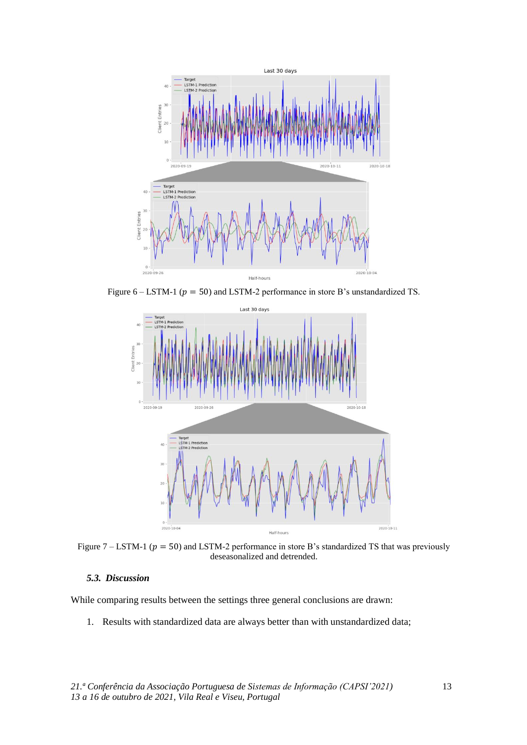Figure 6 – LSTM-1 ($p = 50$) and LSTM-2 performance in store B's unstandardized TS.

Figure 7 – LSTM-1 ($p = 50$) and LSTM-2 performance in store B's standardized TS that was previously deseasonalized and detrended.

### 5.3. Discussion

While comparing results between the settings three general conclusions are drawn:

1. Results with standardized data are always better than with unstandardized data;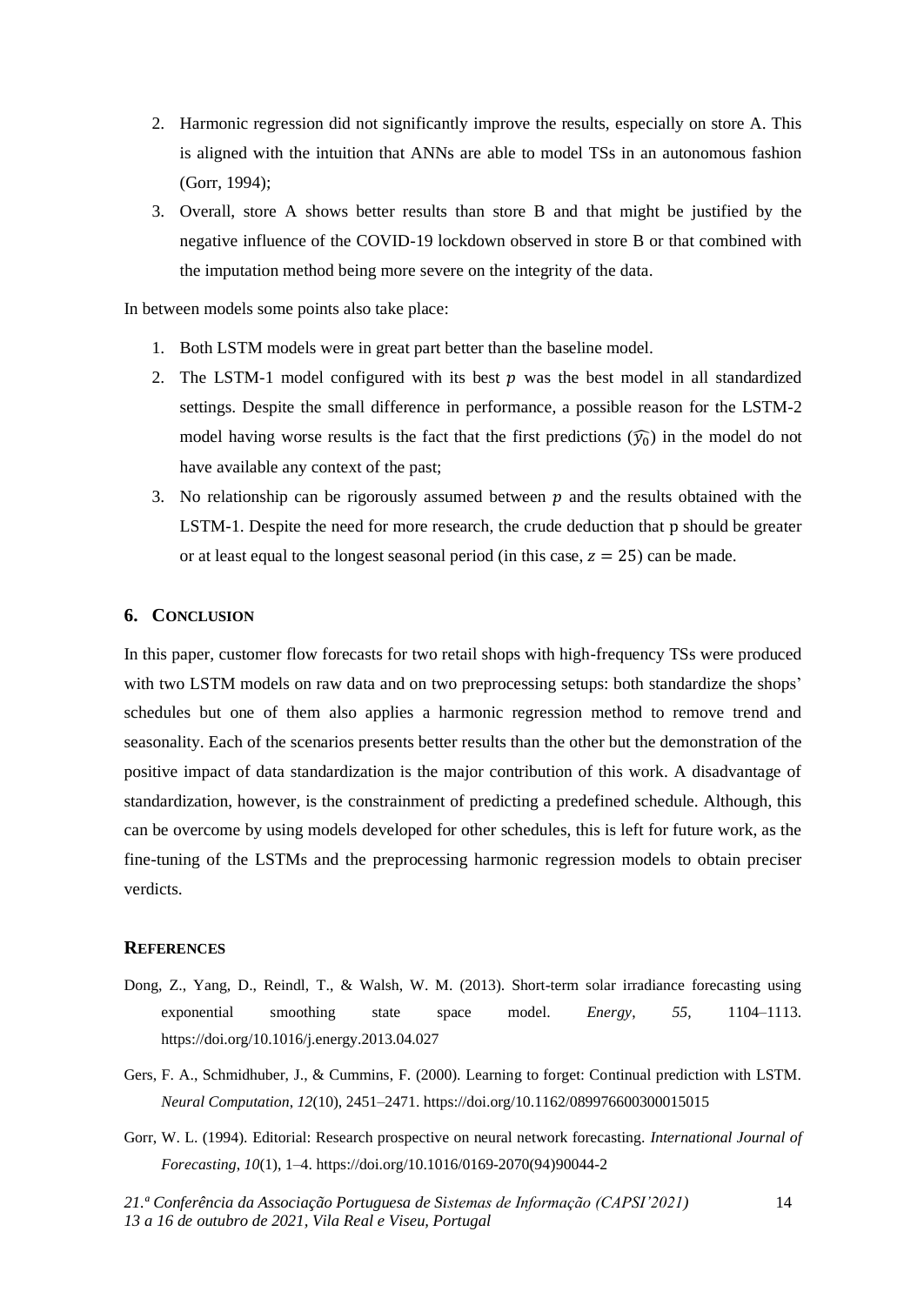2. Harmonic regression did not significantly improve the results, especially on store A. This is aligned with the intuition that ANNs are able to model TSs in an autonomous fashion (Gorr, 1994);
3. Overall, store A shows better results than store B and that might be justified by the negative influence of the COVID-19 lockdown observed in store B or that combined with the imputation method being more severe on the integrity of the data.

In between models some points also take place:

1. Both LSTM models were in great part better than the baseline model.
2. The LSTM-1 model configured with its best $p$ was the best model in all standardized settings. Despite the small difference in performance, a possible reason for the LSTM-2 model having worse results is the fact that the first predictions ($\widehat{y_0}$) in the model do not have available any context of the past;
3. No relationship can be rigorously assumed between $p$ and the results obtained with the LSTM-1. Despite the need for more research, the crude deduction that p should be greater or at least equal to the longest seasonal period (in this case, $z = 25$) can be made.

## 6. CONCLUSION

In this paper, customer flow forecasts for two retail shops with high-frequency TSs were produced with two LSTM models on raw data and on two preprocessing setups: both standardize the shops' schedules but one of them also applies a harmonic regression method to remove trend and seasonality. Each of the scenarios presents better results than the other but the demonstration of the positive impact of data standardization is the major contribution of this work. A disadvantage of standardization, however, is the constrainment of predicting a predefined schedule. Although, this can be overcome by using models developed for other schedules, this is left for future work, as the fine-tuning of the LSTMs and the preprocessing harmonic regression models to obtain preciser verdicts.

## REFERENCES

Dong, Z., Yang, D., Reindl, T., & Walsh, W. M. (2013). Short-term solar irradiance forecasting using exponential smoothing state space model. *Energy*, *55*, 1104–1113. https://doi.org/10.1016/j.energy.2013.04.027

Gers, F. A., Schmidhuber, J., & Cummins, F. (2000). Learning to forget: Continual prediction with LSTM. *Neural Computation*, *12*(10), 2451–2471. https://doi.org/10.1162/089976600300015015

Gorr, W. L. (1994). Editorial: Research prospective on neural network forecasting. *International Journal of Forecasting*, *10*(1), 1–4. https://doi.org/10.1016/0169-2070(94)90044-2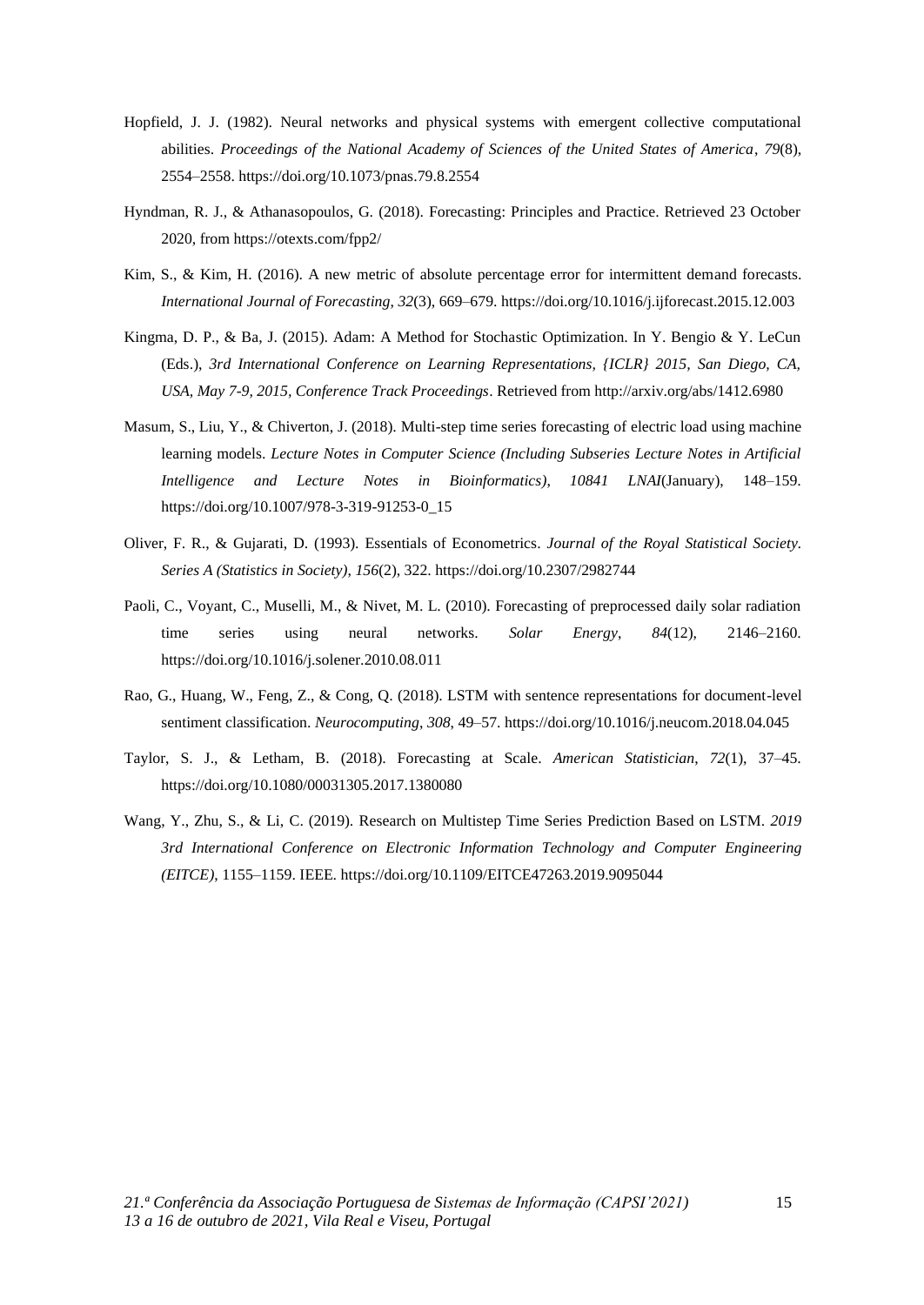Hopfield, J. J. (1982). Neural networks and physical systems with emergent collective computational abilities. *Proceedings of the National Academy of Sciences of the United States of America*, *79*(8), 2554–2558. https://doi.org/10.1073/pnas.79.8.2554

Hyndman, R. J., & Athanasopoulos, G. (2018). Forecasting: Principles and Practice. Retrieved 23 October 2020, from https://otexts.com/fpp2/

Kim, S., & Kim, H. (2016). A new metric of absolute percentage error for intermittent demand forecasts. *International Journal of Forecasting*, *32*(3), 669–679. https://doi.org/10.1016/j.ijforecast.2015.12.003

Kingma, D. P., & Ba, J. (2015). Adam: A Method for Stochastic Optimization. In Y. Bengio & Y. LeCun (Eds.), *3rd International Conference on Learning Representations, {ICLR} 2015, San Diego, CA, USA, May 7-9, 2015, Conference Track Proceedings*. Retrieved from http://arxiv.org/abs/1412.6980

Masum, S., Liu, Y., & Chiverton, J. (2018). Multi-step time series forecasting of electric load using machine learning models. *Lecture Notes in Computer Science (Including Subseries Lecture Notes in Artificial Intelligence and Lecture Notes in Bioinformatics)*, *10841 LNAI*(January), 148–159. https://doi.org/10.1007/978-3-319-91253-0_15

Oliver, F. R., & Gujarati, D. (1993). Essentials of Econometrics. *Journal of the Royal Statistical Society. Series A (Statistics in Society)*, *156*(2), 322. https://doi.org/10.2307/2982744

Paoli, C., Voyant, C., Muselli, M., & Nivet, M. L. (2010). Forecasting of preprocessed daily solar radiation time series using neural networks. *Solar Energy*, *84*(12), 2146–2160. https://doi.org/10.1016/j.solener.2010.08.011

Rao, G., Huang, W., Feng, Z., & Cong, Q. (2018). LSTM with sentence representations for document-level sentiment classification. *Neurocomputing*, *308*, 49–57. https://doi.org/10.1016/j.neucom.2018.04.045

Taylor, S. J., & Letham, B. (2018). Forecasting at Scale. *American Statistician*, *72*(1), 37–45. https://doi.org/10.1080/00031305.2017.1380080

Wang, Y., Zhu, S., & Li, C. (2019). Research on Multistep Time Series Prediction Based on LSTM. *2019 3rd International Conference on Electronic Information Technology and Computer Engineering (EITCE)*, 1155–1159. IEEE. https://doi.org/10.1109/EITCE47263.2019.9095044